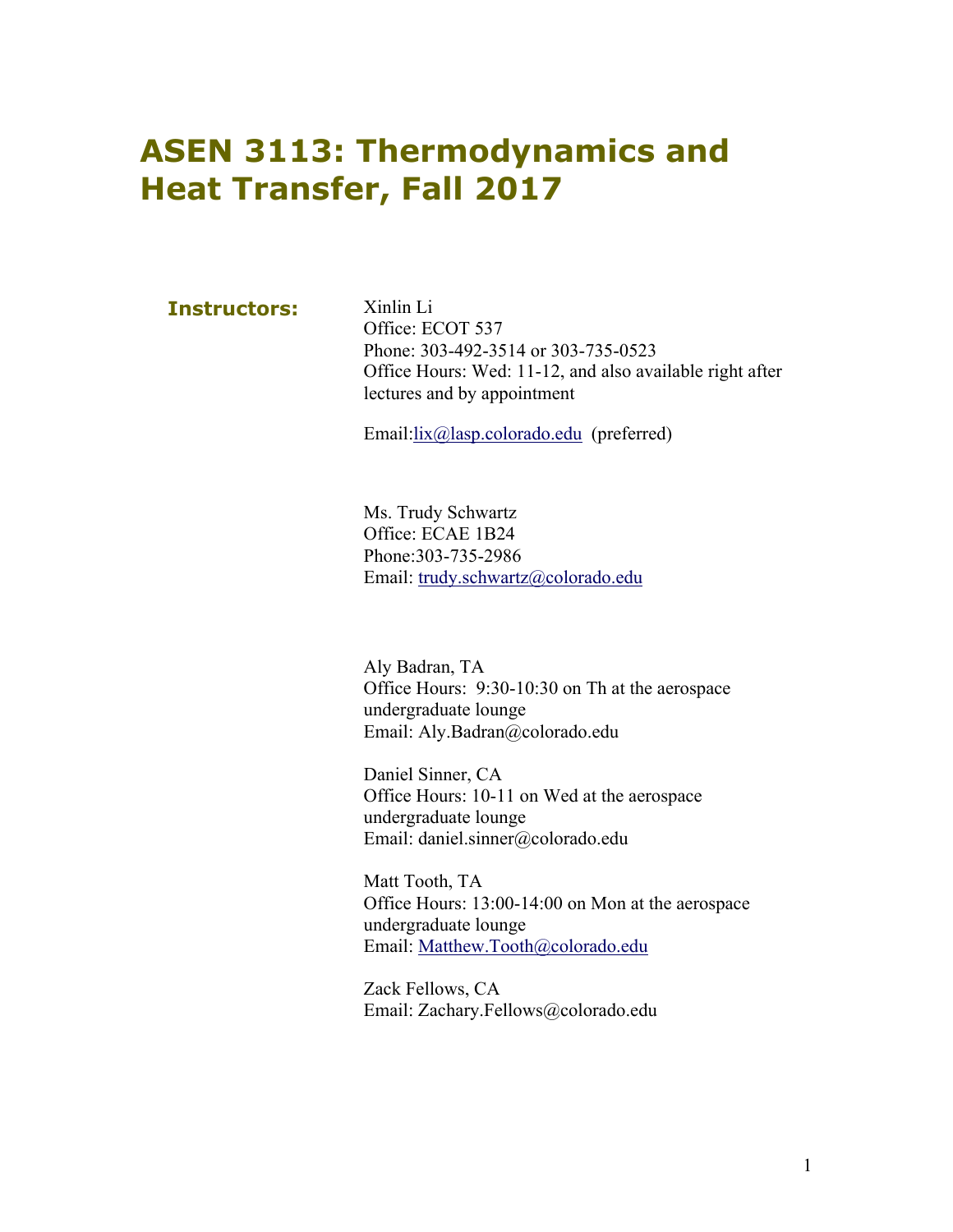# ASEN 3113: Thermodynamics and Heat Transfer, Fall 2017

**Instructors:**

Xinlin Li
Office: ECOT 537
Phone: 303-492-3514 or 303-735-0523
Office Hours: Wed: 11-12, and also available right after lectures and by appointment

Email:lix@lasp.colorado.edu (preferred)

Ms. Trudy Schwartz
Office: ECAE 1B24
Phone:303-735-2986
Email: trudy.schwartz@colorado.edu

Aly Badran, TA
Office Hours: 9:30-10:30 on Th at the aerospace undergraduate lounge
Email: Aly.Badran@colorado.edu

Daniel Sinner, CA
Office Hours: 10-11 on Wed at the aerospace undergraduate lounge
Email: daniel.sinner@colorado.edu

Matt Tooth, TA
Office Hours: 13:00-14:00 on Mon at the aerospace undergraduate lounge
Email: Matthew.Tooth@colorado.edu

Zack Fellows, CA
Email: Zachary.Fellows@colorado.edu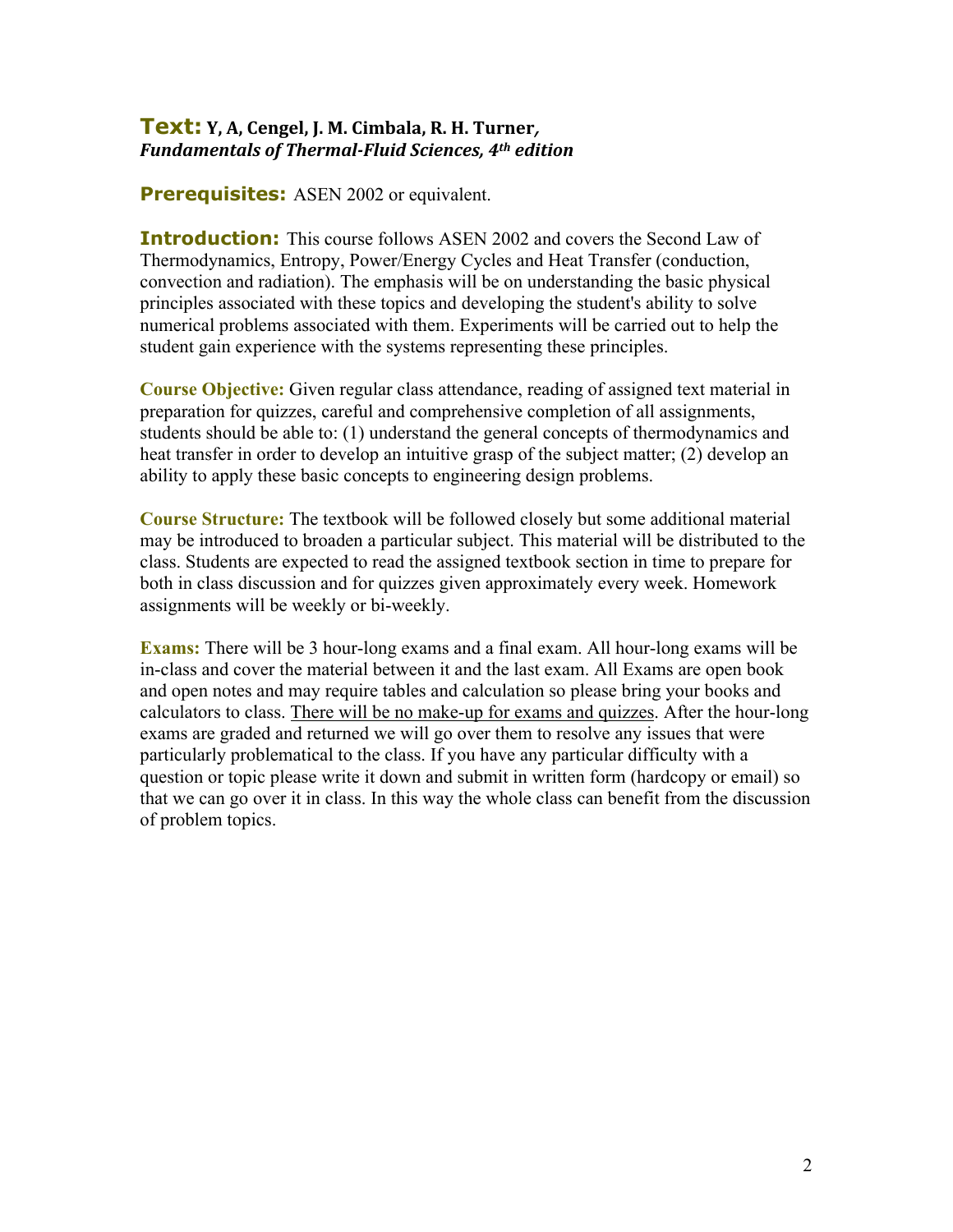**Text:** **Y, A, Cengel, J. M. Cimbala, R. H. Turner**, ***Fundamentals of Thermal-Fluid Sciences, 4th edition***

**Prerequisites:** ASEN 2002 or equivalent.

**Introduction:** This course follows ASEN 2002 and covers the Second Law of Thermodynamics, Entropy, Power/Energy Cycles and Heat Transfer (conduction, convection and radiation). The emphasis will be on understanding the basic physical principles associated with these topics and developing the student's ability to solve numerical problems associated with them. Experiments will be carried out to help the student gain experience with the systems representing these principles.

**Course Objective:** Given regular class attendance, reading of assigned text material in preparation for quizzes, careful and comprehensive completion of all assignments, students should be able to: (1) understand the general concepts of thermodynamics and heat transfer in order to develop an intuitive grasp of the subject matter; (2) develop an ability to apply these basic concepts to engineering design problems.

**Course Structure:** The textbook will be followed closely but some additional material may be introduced to broaden a particular subject. This material will be distributed to the class. Students are expected to read the assigned textbook section in time to prepare for both in class discussion and for quizzes given approximately every week. Homework assignments will be weekly or bi-weekly.

**Exams:** There will be 3 hour-long exams and a final exam. All hour-long exams will be in-class and cover the material between it and the last exam. All Exams are open book and open notes and may require tables and calculation so please bring your books and calculators to class. There will be no make-up for exams and quizzes. After the hour-long exams are graded and returned we will go over them to resolve any issues that were particularly problematical to the class. If you have any particular difficulty with a question or topic please write it down and submit in written form (hardcopy or email) so that we can go over it in class. In this way the whole class can benefit from the discussion of problem topics.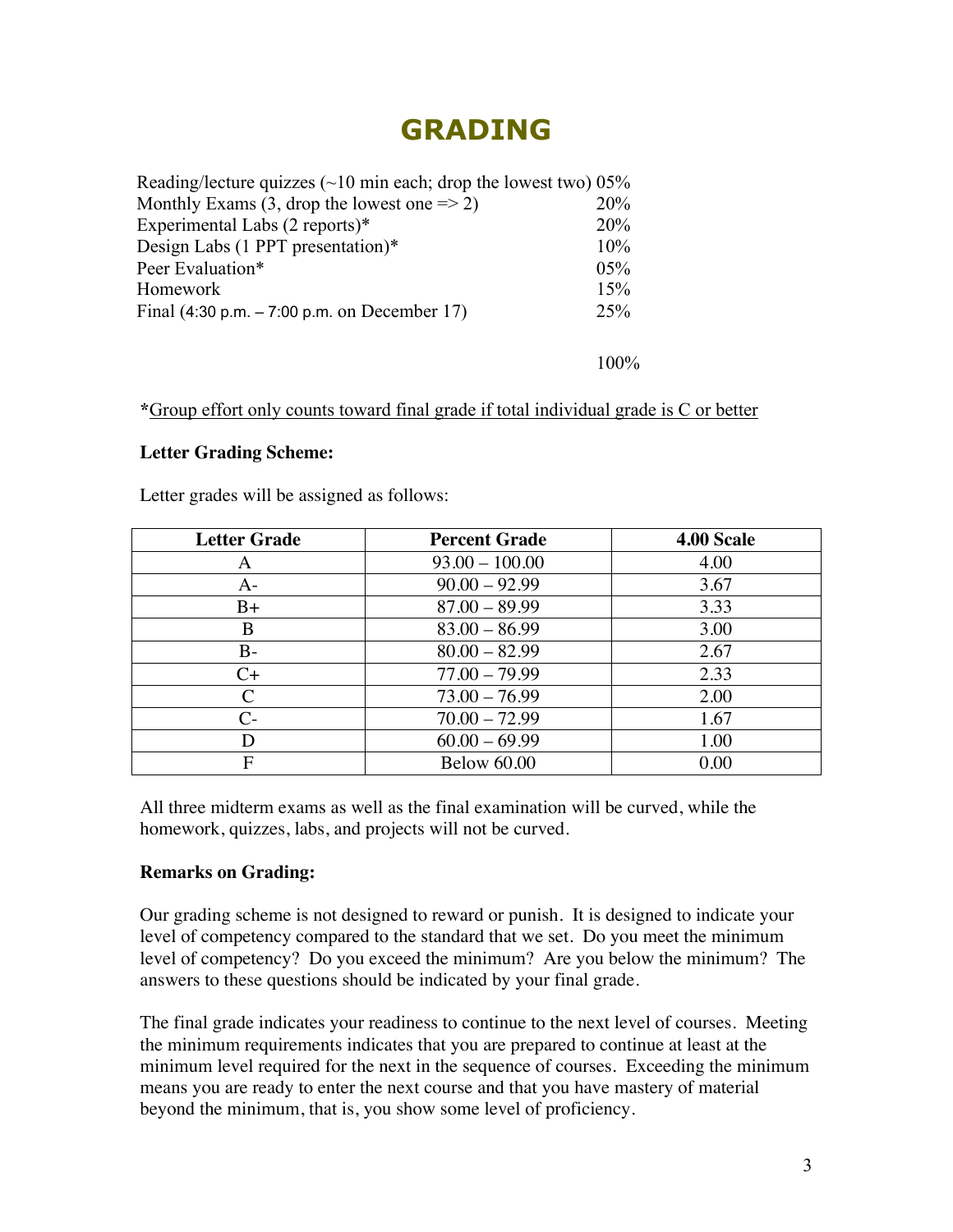# GRADING

| | |
|---|---|
| Reading/lecture quizzes (~10 min each; drop the lowest two) | 05% |
| Monthly Exams (3, drop the lowest one => 2) | 20% |
| Experimental Labs (2 reports)* | 20% |
| Design Labs (1 PPT presentation)* | 10% |
| Peer Evaluation* | 05% |
| Homework | 15% |
| Final (4:30 p.m. – 7:00 p.m. on December 17) | 25% |
| | 100% |

*Group effort only counts toward final grade if total individual grade is C or better

**Letter Grading Scheme:**

Letter grades will be assigned as follows:

| Letter Grade | Percent Grade | 4.00 Scale |
|---|---|---|
| A | 93.00 – 100.00 | 4.00 |
| A- | 90.00 – 92.99 | 3.67 |
| B+ | 87.00 – 89.99 | 3.33 |
| B | 83.00 – 86.99 | 3.00 |
| B- | 80.00 – 82.99 | 2.67 |
| C+ | 77.00 – 79.99 | 2.33 |
| C | 73.00 – 76.99 | 2.00 |
| C- | 70.00 – 72.99 | 1.67 |
| D | 60.00 – 69.99 | 1.00 |
| F | Below 60.00 | 0.00 |

All three midterm exams as well as the final examination will be curved, while the homework, quizzes, labs, and projects will not be curved.

**Remarks on Grading:**

Our grading scheme is not designed to reward or punish. It is designed to indicate your level of competency compared to the standard that we set. Do you meet the minimum level of competency? Do you exceed the minimum? Are you below the minimum? The answers to these questions should be indicated by your final grade.

The final grade indicates your readiness to continue to the next level of courses. Meeting the minimum requirements indicates that you are prepared to continue at least at the minimum level required for the next in the sequence of courses. Exceeding the minimum means you are ready to enter the next course and that you have mastery of material beyond the minimum, that is, you show some level of proficiency.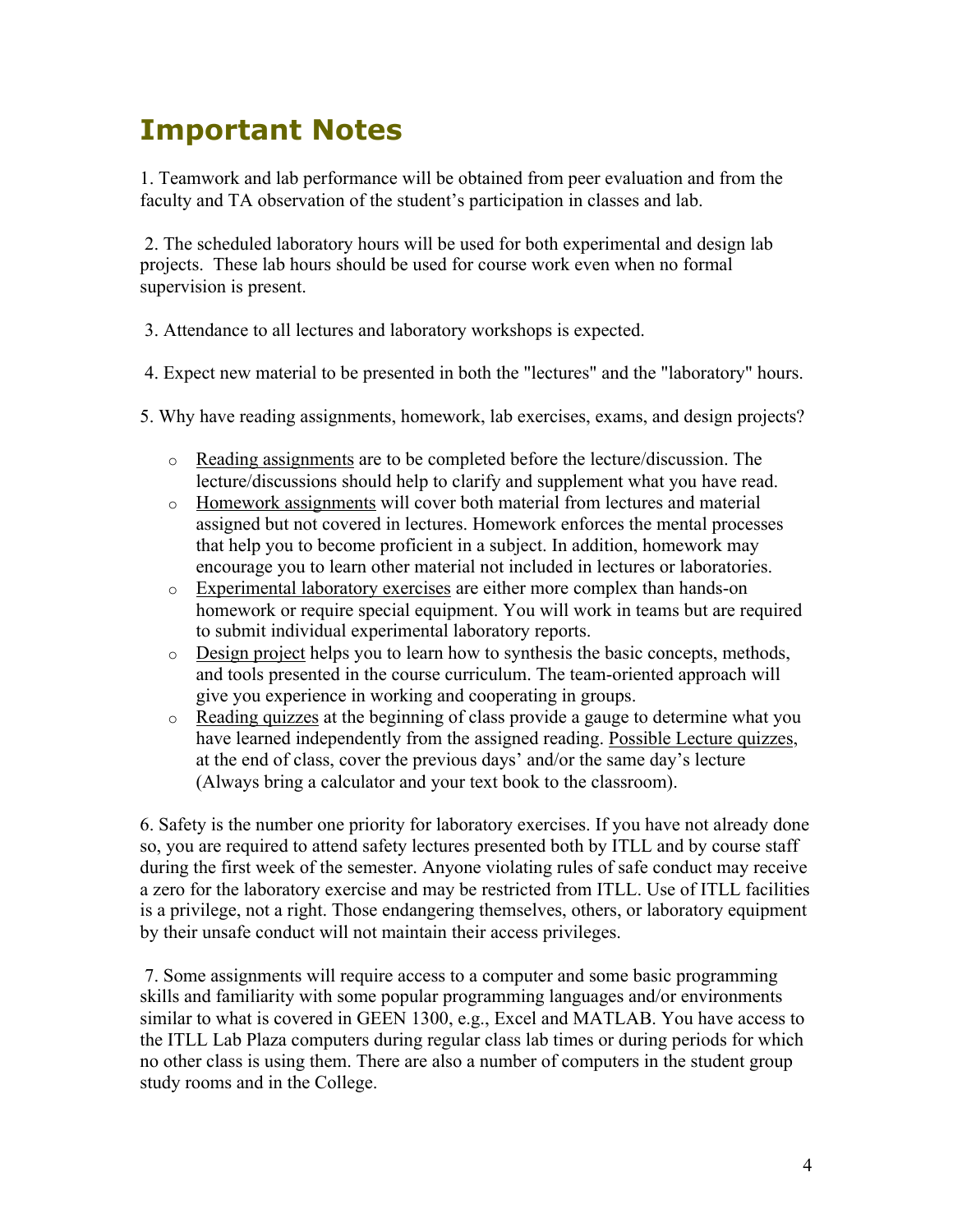## Important Notes

1. Teamwork and lab performance will be obtained from peer evaluation and from the faculty and TA observation of the student's participation in classes and lab.

2. The scheduled laboratory hours will be used for both experimental and design lab projects. These lab hours should be used for course work even when no formal supervision is present.

3. Attendance to all lectures and laboratory workshops is expected.

4. Expect new material to be presented in both the "lectures" and the "laboratory" hours.

5. Why have reading assignments, homework, lab exercises, exams, and design projects?

   - Reading assignments are to be completed before the lecture/discussion. The lecture/discussions should help to clarify and supplement what you have read.
   - Homework assignments will cover both material from lectures and material assigned but not covered in lectures. Homework enforces the mental processes that help you to become proficient in a subject. In addition, homework may encourage you to learn other material not included in lectures or laboratories.
   - Experimental laboratory exercises are either more complex than hands-on homework or require special equipment. You will work in teams but are required to submit individual experimental laboratory reports.
   - Design project helps you to learn how to synthesis the basic concepts, methods, and tools presented in the course curriculum. The team-oriented approach will give you experience in working and cooperating in groups.
   - Reading quizzes at the beginning of class provide a gauge to determine what you have learned independently from the assigned reading. Possible Lecture quizzes, at the end of class, cover the previous days' and/or the same day's lecture (Always bring a calculator and your text book to the classroom).

6. Safety is the number one priority for laboratory exercises. If you have not already done so, you are required to attend safety lectures presented both by ITLL and by course staff during the first week of the semester. Anyone violating rules of safe conduct may receive a zero for the laboratory exercise and may be restricted from ITLL. Use of ITLL facilities is a privilege, not a right. Those endangering themselves, others, or laboratory equipment by their unsafe conduct will not maintain their access privileges.

7. Some assignments will require access to a computer and some basic programming skills and familiarity with some popular programming languages and/or environments similar to what is covered in GEEN 1300, e.g., Excel and MATLAB. You have access to the ITLL Lab Plaza computers during regular class lab times or during periods for which no other class is using them. There are also a number of computers in the student group study rooms and in the College.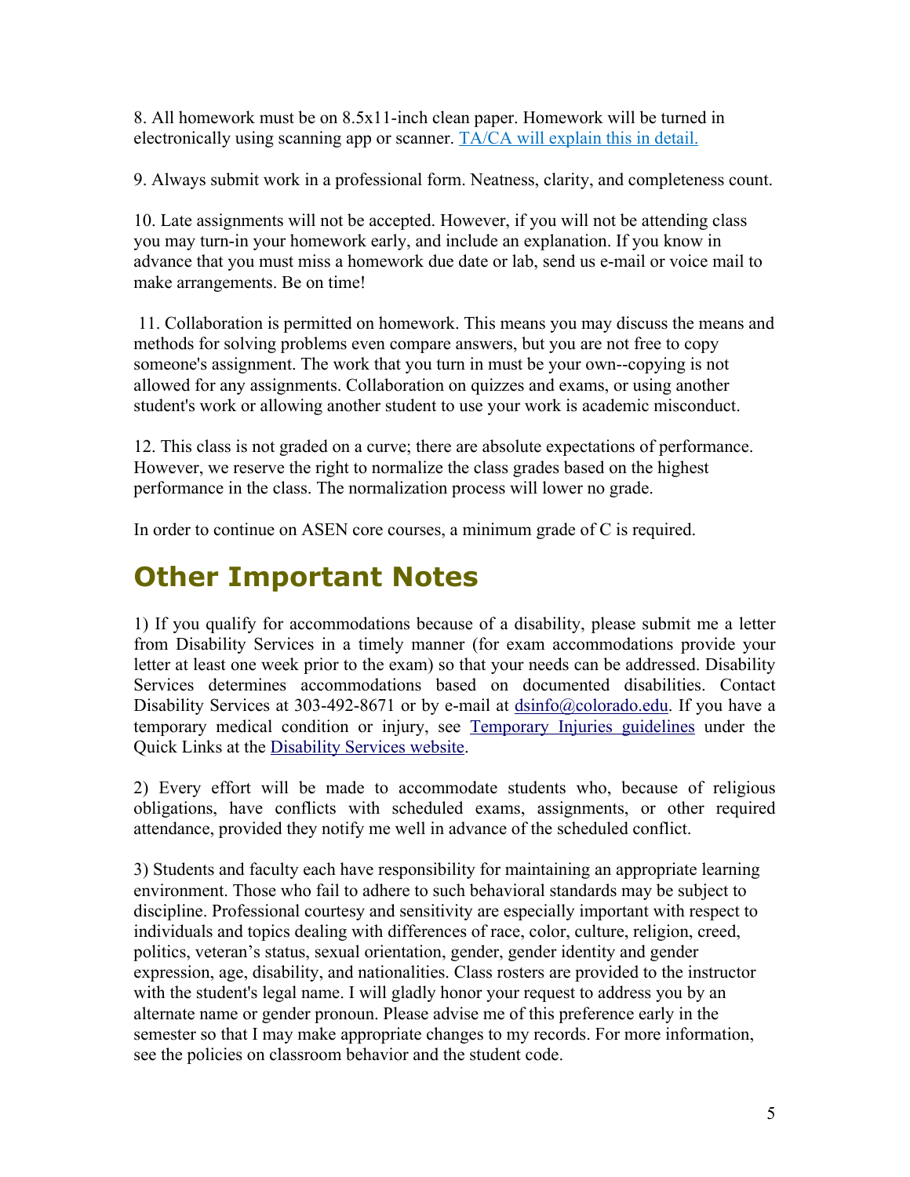8. All homework must be on 8.5x11-inch clean paper. Homework will be turned in electronically using scanning app or scanner. [TA/CA will explain this in detail.]

9. Always submit work in a professional form. Neatness, clarity, and completeness count.

10. Late assignments will not be accepted. However, if you will not be attending class you may turn-in your homework early, and include an explanation. If you know in advance that you must miss a homework due date or lab, send us e-mail or voice mail to make arrangements. Be on time!

11. Collaboration is permitted on homework. This means you may discuss the means and methods for solving problems even compare answers, but you are not free to copy someone's assignment. The work that you turn in must be your own--copying is not allowed for any assignments. Collaboration on quizzes and exams, or using another student's work or allowing another student to use your work is academic misconduct.

12. This class is not graded on a curve; there are absolute expectations of performance. However, we reserve the right to normalize the class grades based on the highest performance in the class. The normalization process will lower no grade.

In order to continue on ASEN core courses, a minimum grade of C is required.

# Other Important Notes

1) If you qualify for accommodations because of a disability, please submit me a letter from Disability Services in a timely manner (for exam accommodations provide your letter at least one week prior to the exam) so that your needs can be addressed. Disability Services determines accommodations based on documented disabilities. Contact Disability Services at 303-492-8671 or by e-mail at dsinfo@colorado.edu. If you have a temporary medical condition or injury, see Temporary Injuries guidelines under the Quick Links at the Disability Services website.

2) Every effort will be made to accommodate students who, because of religious obligations, have conflicts with scheduled exams, assignments, or other required attendance, provided they notify me well in advance of the scheduled conflict.

3) Students and faculty each have responsibility for maintaining an appropriate learning environment. Those who fail to adhere to such behavioral standards may be subject to discipline. Professional courtesy and sensitivity are especially important with respect to individuals and topics dealing with differences of race, color, culture, religion, creed, politics, veteran's status, sexual orientation, gender, gender identity and gender expression, age, disability, and nationalities. Class rosters are provided to the instructor with the student's legal name. I will gladly honor your request to address you by an alternate name or gender pronoun. Please advise me of this preference early in the semester so that I may make appropriate changes to my records. For more information, see the policies on classroom behavior and the student code.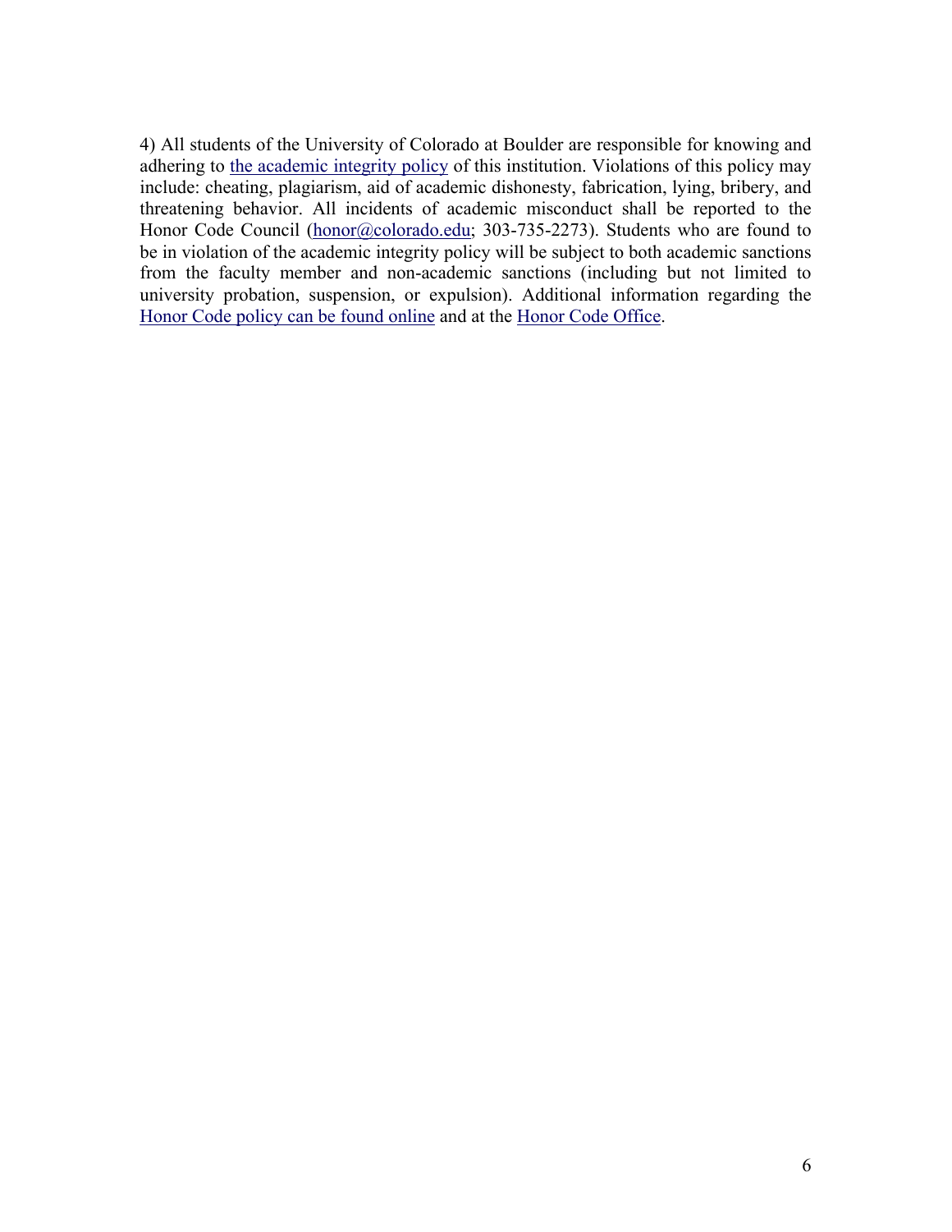4) All students of the University of Colorado at Boulder are responsible for knowing and adhering to the academic integrity policy of this institution. Violations of this policy may include: cheating, plagiarism, aid of academic dishonesty, fabrication, lying, bribery, and threatening behavior. All incidents of academic misconduct shall be reported to the Honor Code Council (honor@colorado.edu; 303-735-2273). Students who are found to be in violation of the academic integrity policy will be subject to both academic sanctions from the faculty member and non-academic sanctions (including but not limited to university probation, suspension, or expulsion). Additional information regarding the Honor Code policy can be found online and at the Honor Code Office.